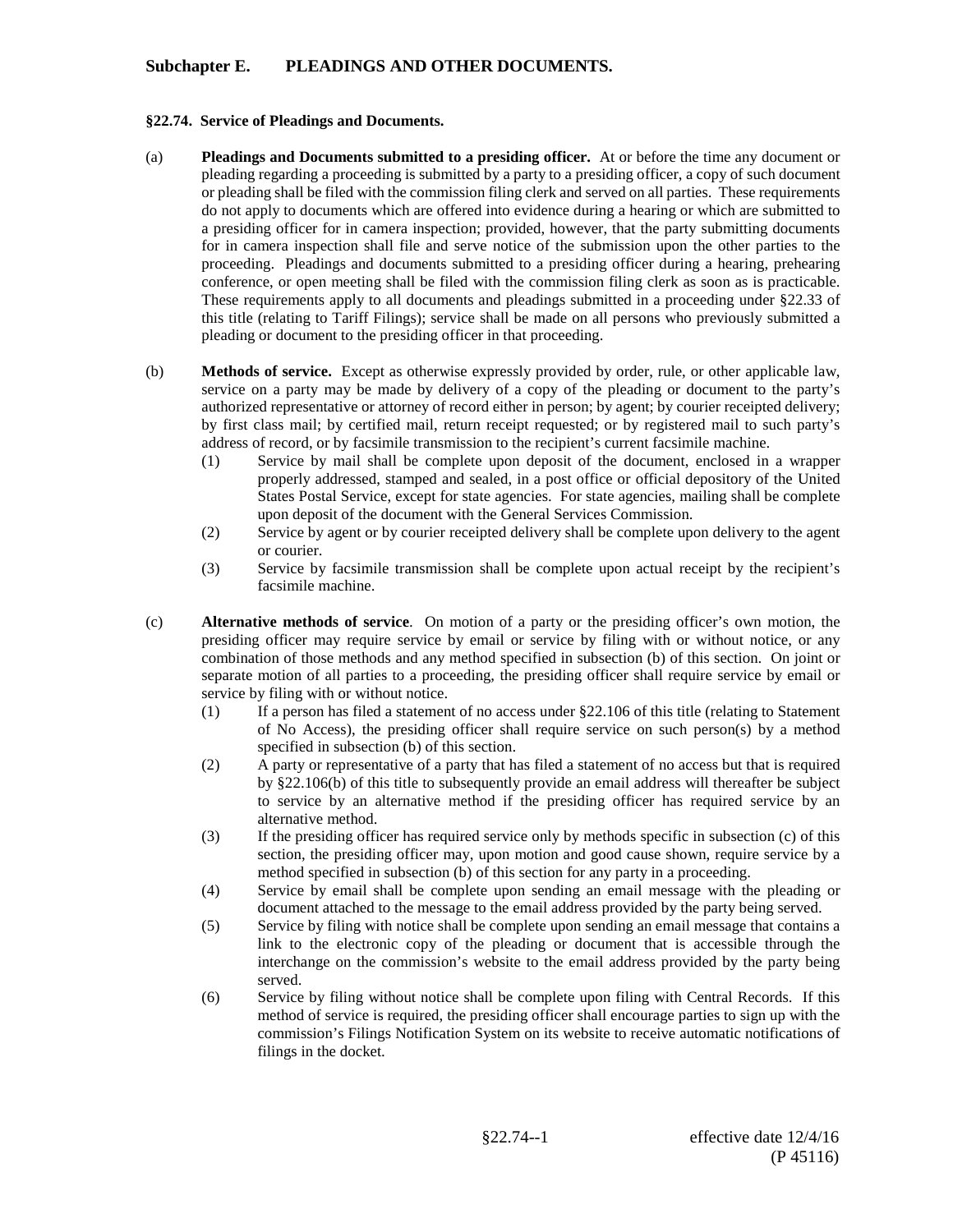## Subchapter E. PLEADINGS AND OTHER DOCUMENTS.

### §22.74. Service of Pleadings and Documents.

(a) **Pleadings and Documents submitted to a presiding officer.** At or before the time any document or pleading regarding a proceeding is submitted by a party to a presiding officer, a copy of such document or pleading shall be filed with the commission filing clerk and served on all parties. These requirements do not apply to documents which are offered into evidence during a hearing or which are submitted to a presiding officer for in camera inspection; provided, however, that the party submitting documents for in camera inspection shall file and serve notice of the submission upon the other parties to the proceeding. Pleadings and documents submitted to a presiding officer during a hearing, prehearing conference, or open meeting shall be filed with the commission filing clerk as soon as is practicable. These requirements apply to all documents and pleadings submitted in a proceeding under §22.33 of this title (relating to Tariff Filings); service shall be made on all persons who previously submitted a pleading or document to the presiding officer in that proceeding.

(b) **Methods of service.** Except as otherwise expressly provided by order, rule, or other applicable law, service on a party may be made by delivery of a copy of the pleading or document to the party's authorized representative or attorney of record either in person; by agent; by courier receipted delivery; by first class mail; by certified mail, return receipt requested; or by registered mail to such party's address of record, or by facsimile transmission to the recipient's current facsimile machine.

(1) Service by mail shall be complete upon deposit of the document, enclosed in a wrapper properly addressed, stamped and sealed, in a post office or official depository of the United States Postal Service, except for state agencies. For state agencies, mailing shall be complete upon deposit of the document with the General Services Commission.

(2) Service by agent or by courier receipted delivery shall be complete upon delivery to the agent or courier.

(3) Service by facsimile transmission shall be complete upon actual receipt by the recipient's facsimile machine.

(c) **Alternative methods of service**. On motion of a party or the presiding officer's own motion, the presiding officer may require service by email or service by filing with or without notice, or any combination of those methods and any method specified in subsection (b) of this section. On joint or separate motion of all parties to a proceeding, the presiding officer shall require service by email or service by filing with or without notice.

(1) If a person has filed a statement of no access under §22.106 of this title (relating to Statement of No Access), the presiding officer shall require service on such person(s) by a method specified in subsection (b) of this section.

(2) A party or representative of a party that has filed a statement of no access but that is required by §22.106(b) of this title to subsequently provide an email address will thereafter be subject to service by an alternative method if the presiding officer has required service by an alternative method.

(3) If the presiding officer has required service only by methods specific in subsection (c) of this section, the presiding officer may, upon motion and good cause shown, require service by a method specified in subsection (b) of this section for any party in a proceeding.

(4) Service by email shall be complete upon sending an email message with the pleading or document attached to the message to the email address provided by the party being served.

(5) Service by filing with notice shall be complete upon sending an email message that contains a link to the electronic copy of the pleading or document that is accessible through the interchange on the commission's website to the email address provided by the party being served.

(6) Service by filing without notice shall be complete upon filing with Central Records. If this method of service is required, the presiding officer shall encourage parties to sign up with the commission's Filings Notification System on its website to receive automatic notifications of filings in the docket.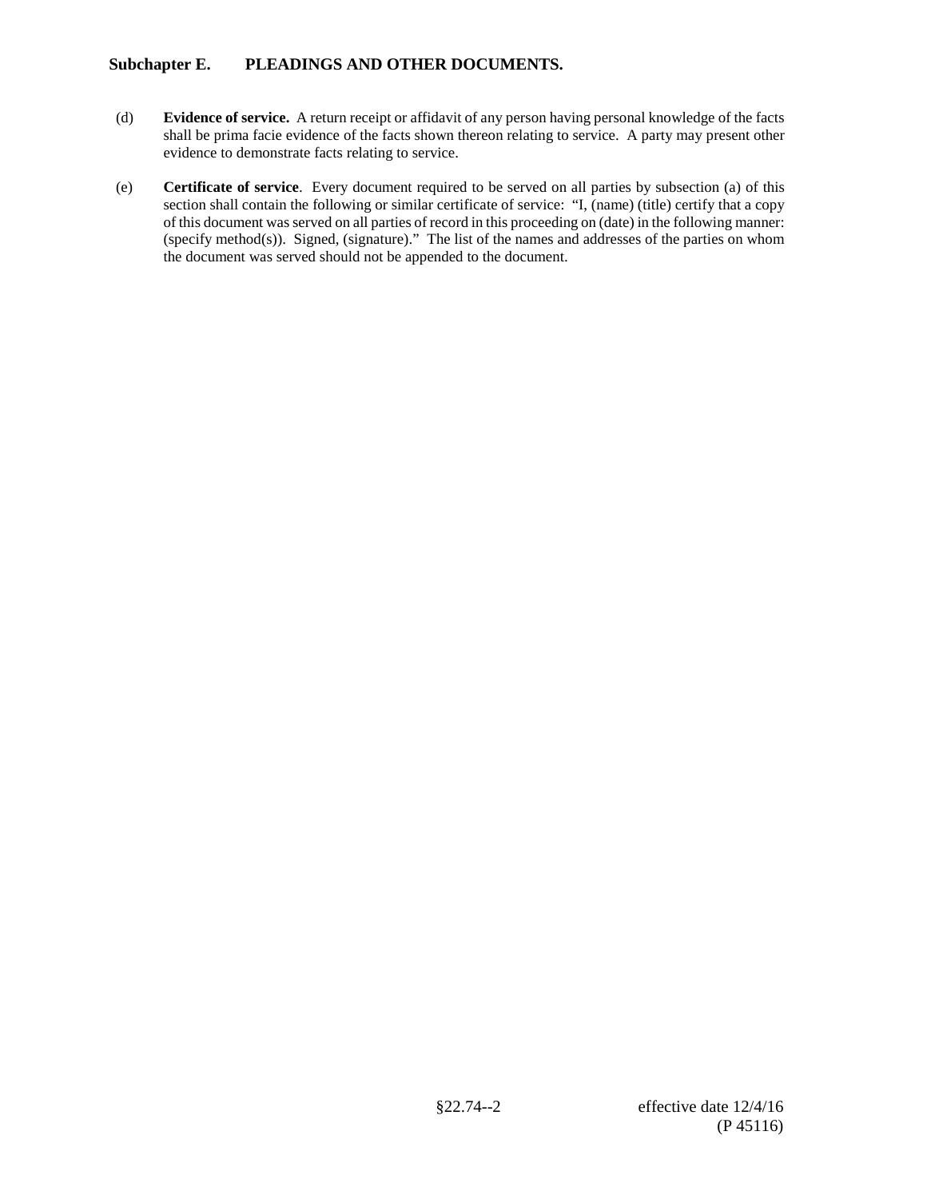(d) **Evidence of service.** A return receipt or affidavit of any person having personal knowledge of the facts shall be prima facie evidence of the facts shown thereon relating to service. A party may present other evidence to demonstrate facts relating to service.

(e) **Certificate of service**. Every document required to be served on all parties by subsection (a) of this section shall contain the following or similar certificate of service: "I, (name) (title) certify that a copy of this document was served on all parties of record in this proceeding on (date) in the following manner: (specify method(s)). Signed, (signature)." The list of the names and addresses of the parties on whom the document was served should not be appended to the document.